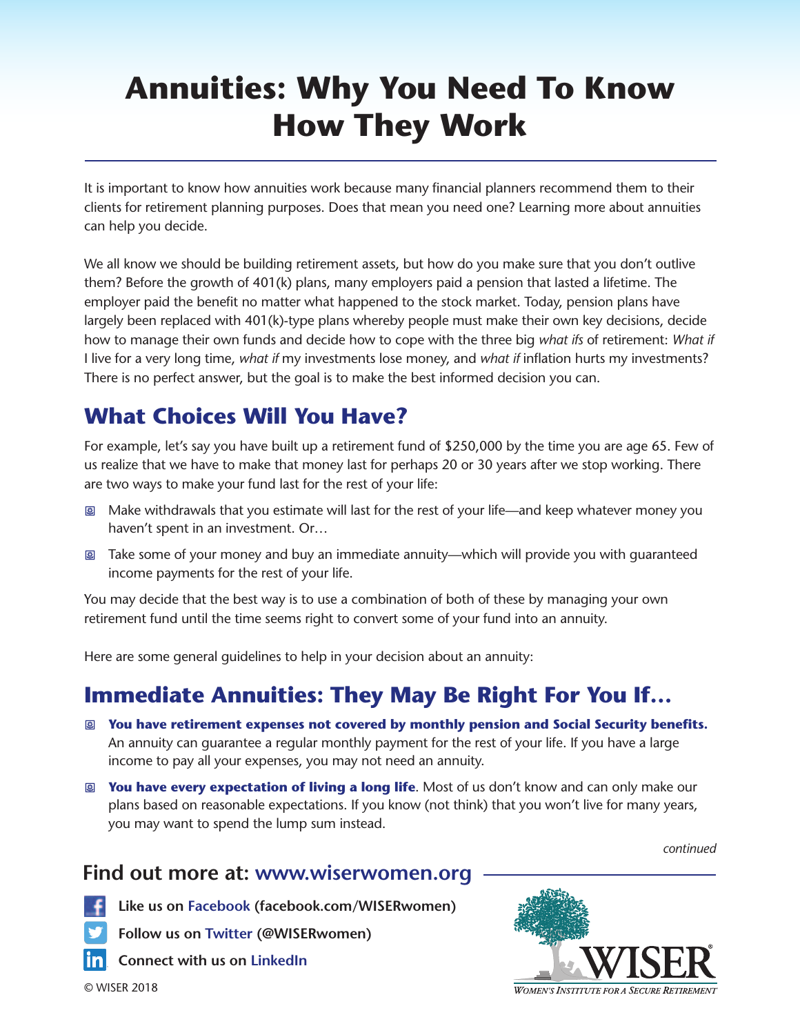# Annuities: Why You Need To Know How They Work

It is important to know how annuities work because many financial planners recommend them to their clients for retirement planning purposes. Does that mean you need one? Learning more about annuities can help you decide.

We all know we should be building retirement assets, but how do you make sure that you don't outlive them? Before the growth of 401(k) plans, many employers paid a pension that lasted a lifetime. The employer paid the benefit no matter what happened to the stock market. Today, pension plans have largely been replaced with 401(k)-type plans whereby people must make their own key decisions, decide how to manage their own funds and decide how to cope with the three big *what ifs* of retirement: *What if* I live for a very long time, *what if* my investments lose money, and *what if* inflation hurts my investments? There is no perfect answer, but the goal is to make the best informed decision you can.

## What Choices Will You Have?

For example, let's say you have built up a retirement fund of $250,000 by the time you are age 65. Few of us realize that we have to make that money last for perhaps 20 or 30 years after we stop working. There are two ways to make your fund last for the rest of your life:

- Make withdrawals that you estimate will last for the rest of your life—and keep whatever money you haven't spent in an investment. Or…
- Take some of your money and buy an immediate annuity—which will provide you with guaranteed income payments for the rest of your life.

You may decide that the best way is to use a combination of both of these by managing your own retirement fund until the time seems right to convert some of your fund into an annuity.

Here are some general guidelines to help in your decision about an annuity:

## Immediate Annuities: They May Be Right For You If…

- **You have retirement expenses not covered by monthly pension and Social Security benefits.** An annuity can guarantee a regular monthly payment for the rest of your life. If you have a large income to pay all your expenses, you may not need an annuity.
- **You have every expectation of living a long life**. Most of us don't know and can only make our plans based on reasonable expectations. If you know (not think) that you won't live for many years, you may want to spend the lump sum instead.

*continued*

**Find out more at: www.wiserwomen.org**

Like us on Facebook (facebook.com/WISERwomen)

Follow us on Twitter (@WISERwomen)

Connect with us on LinkedIn

© WISER 2018

WISER® Women's Institute for a Secure Retirement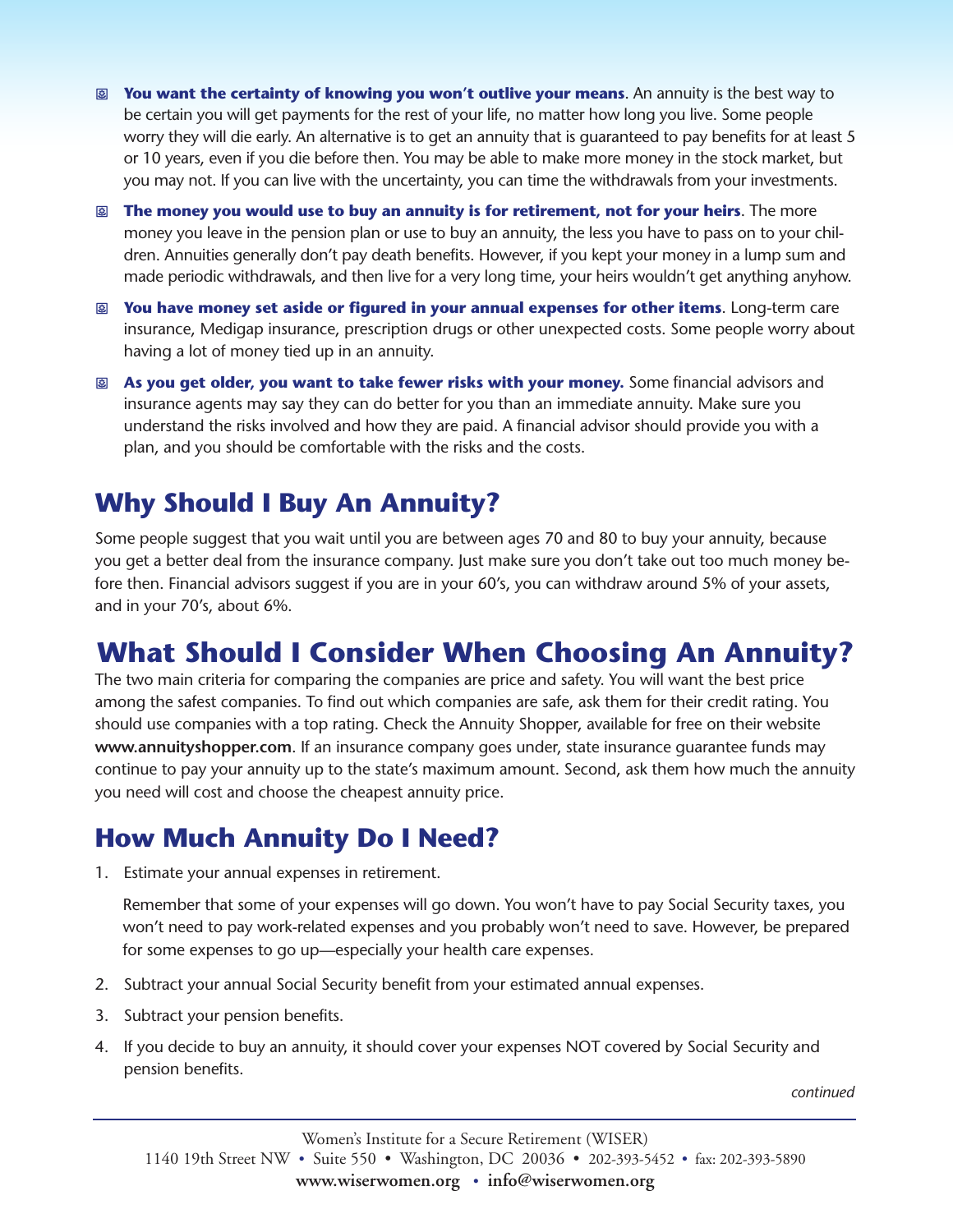- **You want the certainty of knowing you won't outlive your means**. An annuity is the best way to be certain you will get payments for the rest of your life, no matter how long you live. Some people worry they will die early. An alternative is to get an annuity that is guaranteed to pay benefits for at least 5 or 10 years, even if you die before then. You may be able to make more money in the stock market, but you may not. If you can live with the uncertainty, you can time the withdrawals from your investments.
- **The money you would use to buy an annuity is for retirement, not for your heirs**. The more money you leave in the pension plan or use to buy an annuity, the less you have to pass on to your children. Annuities generally don't pay death benefits. However, if you kept your money in a lump sum and made periodic withdrawals, and then live for a very long time, your heirs wouldn't get anything anyhow.
- **You have money set aside or figured in your annual expenses for other items**. Long-term care insurance, Medigap insurance, prescription drugs or other unexpected costs. Some people worry about having a lot of money tied up in an annuity.
- **As you get older, you want to take fewer risks with your money.** Some financial advisors and insurance agents may say they can do better for you than an immediate annuity. Make sure you understand the risks involved and how they are paid. A financial advisor should provide you with a plan, and you should be comfortable with the risks and the costs.

## Why Should I Buy An Annuity?

Some people suggest that you wait until you are between ages 70 and 80 to buy your annuity, because you get a better deal from the insurance company. Just make sure you don't take out too much money before then. Financial advisors suggest if you are in your 60's, you can withdraw around 5% of your assets, and in your 70's, about 6%.

## What Should I Consider When Choosing An Annuity?

The two main criteria for comparing the companies are price and safety. You will want the best price among the safest companies. To find out which companies are safe, ask them for their credit rating. You should use companies with a top rating. Check the Annuity Shopper, available for free on their website **www.annuityshopper.com**. If an insurance company goes under, state insurance guarantee funds may continue to pay your annuity up to the state's maximum amount. Second, ask them how much the annuity you need will cost and choose the cheapest annuity price.

## How Much Annuity Do I Need?

1. Estimate your annual expenses in retirement.

   Remember that some of your expenses will go down. You won't have to pay Social Security taxes, you won't need to pay work-related expenses and you probably won't need to save. However, be prepared for some expenses to go up—especially your health care expenses.

2. Subtract your annual Social Security benefit from your estimated annual expenses.
3. Subtract your pension benefits.
4. If you decide to buy an annuity, it should cover your expenses NOT covered by Social Security and pension benefits.

*continued*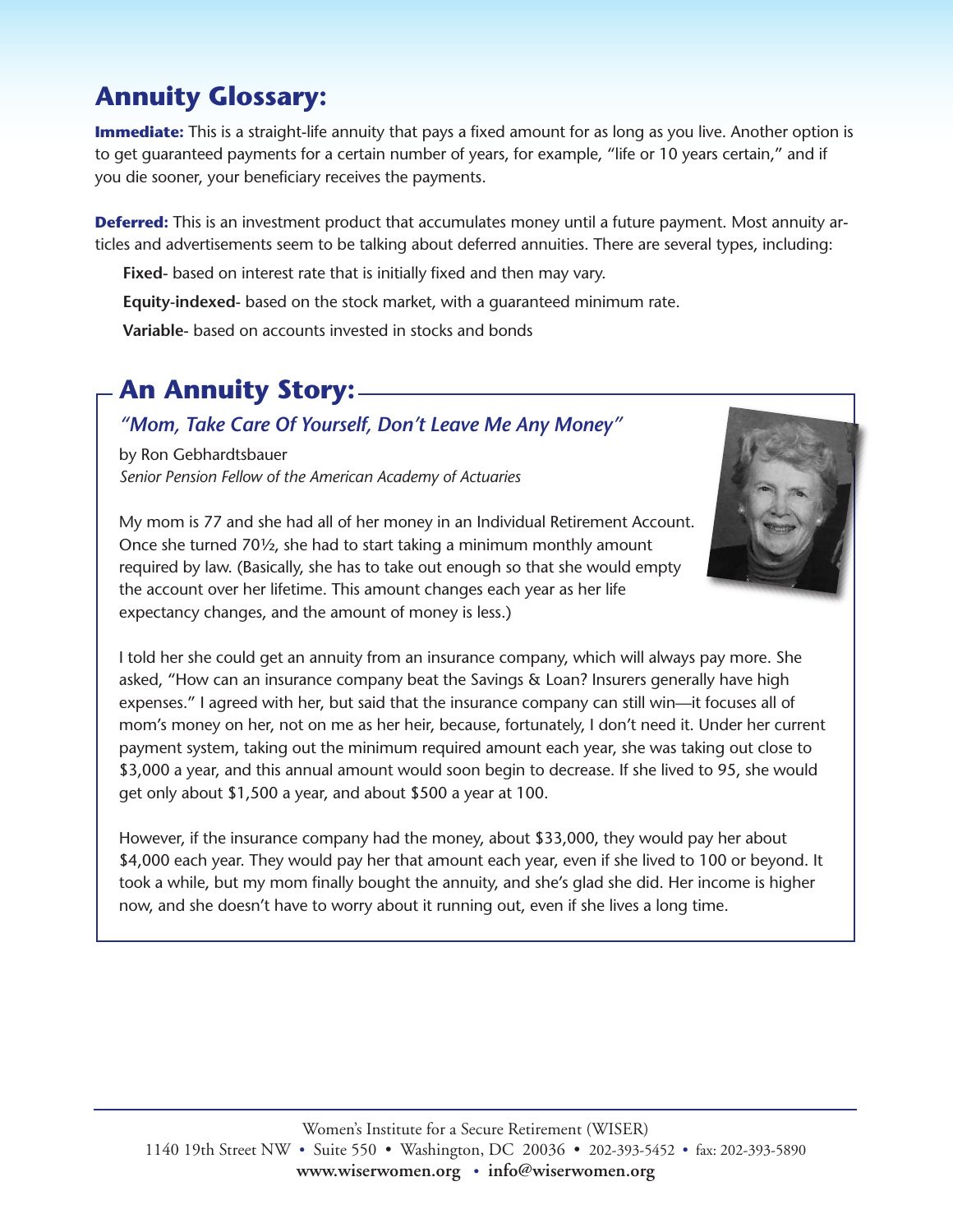## Annuity Glossary:

**Immediate:** This is a straight-life annuity that pays a fixed amount for as long as you live. Another option is to get guaranteed payments for a certain number of years, for example, "life or 10 years certain," and if you die sooner, your beneficiary receives the payments.

**Deferred:** This is an investment product that accumulates money until a future payment. Most annuity articles and advertisements seem to be talking about deferred annuities. There are several types, including:

**Fixed**- based on interest rate that is initially fixed and then may vary.

**Equity-indexed**- based on the stock market, with a guaranteed minimum rate.

**Variable**- based on accounts invested in stocks and bonds

## An Annuity Story:

### *"Mom, Take Care Of Yourself, Don't Leave Me Any Money"*

by Ron Gebhardtsbauer
*Senior Pension Fellow of the American Academy of Actuaries*

My mom is 77 and she had all of her money in an Individual Retirement Account. Once she turned 70½, she had to start taking a minimum monthly amount required by law. (Basically, she has to take out enough so that she would empty the account over her lifetime. This amount changes each year as her life expectancy changes, and the amount of money is less.)

I told her she could get an annuity from an insurance company, which will always pay more. She asked, "How can an insurance company beat the Savings & Loan? Insurers generally have high expenses." I agreed with her, but said that the insurance company can still win—it focuses all of mom's money on her, not on me as her heir, because, fortunately, I don't need it. Under her current payment system, taking out the minimum required amount each year, she was taking out close to $3,000 a year, and this annual amount would soon begin to decrease. If she lived to 95, she would get only about $1,500 a year, and about $500 a year at 100.

However, if the insurance company had the money, about $33,000, they would pay her about $4,000 each year. They would pay her that amount each year, even if she lived to 100 or beyond. It took a while, but my mom finally bought the annuity, and she's glad she did. Her income is higher now, and she doesn't have to worry about it running out, even if she lives a long time.

Women's Institute for a Secure Retirement (WISER)
1140 19th Street NW • Suite 550 • Washington, DC 20036 • 202-393-5452 • fax: 202-393-5890
**www.wiserwomen.org • info@wiserwomen.org**